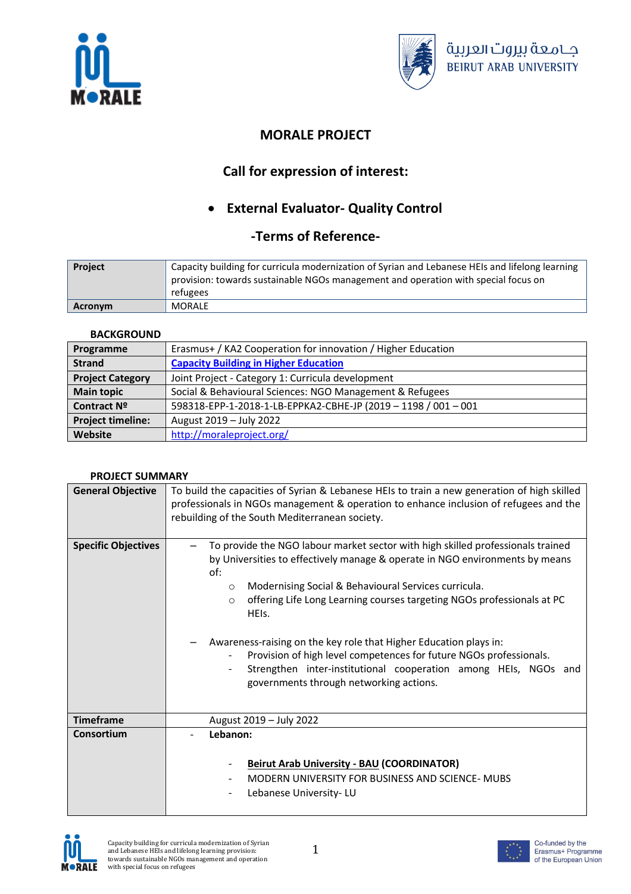# MORALE PROJECT

## Call for expression of interest:

- **External Evaluator- Quality Control**

## -Terms of Reference-

| **Project** | Capacity building for curricula modernization of Syrian and Lebanese HEIs and lifelong learning provision: towards sustainable NGOs management and operation with special focus on refugees |
|---|---|
| **Acronym** | MORALE |

**BACKGROUND**

| **Programme** | Erasmus+ / KA2 Cooperation for innovation / Higher Education |
|---|---|
| **Strand** | [Capacity Building in Higher Education] |
| **Project Category** | Joint Project - Category 1: Curricula development |
| **Main topic** | Social & Behavioural Sciences: NGO Management & Refugees |
| **Contract Nº** | 598318-EPP-1-2018-1-LB-EPPKA2-CBHE-JP (2019 – 1198 / 001 – 001 |
| **Project timeline:** | August 2019 – July 2022 |
| **Website** | http://moraleproject.org/ |

**PROJECT SUMMARY**

| **General Objective** | To build the capacities of Syrian & Lebanese HEIs to train a new generation of high skilled professionals in NGOs management & operation to enhance inclusion of refugees and the rebuilding of the South Mediterranean society. |
|---|---|
| **Specific Objectives** | – To provide the NGO labour market sector with high skilled professionals trained by Universities to effectively manage & operate in NGO environments by means of: <br> ○ Modernising Social & Behavioural Services curricula. <br> ○ offering Life Long Learning courses targeting NGOs professionals at PC HEIs. <br><br> – Awareness-raising on the key role that Higher Education plays in: <br> - Provision of high level competences for future NGOs professionals. <br> - Strengthen inter-institutional cooperation among HEIs, NGOs and governments through networking actions. |
| **Timeframe** | August 2019 – July 2022 |
| **Consortium** | - **Lebanon:** <br><br> - **Beirut Arab University - BAU (COORDINATOR)** <br> - MODERN UNIVERSITY FOR BUSINESS AND SCIENCE- MUBS <br> - Lebanese University- LU |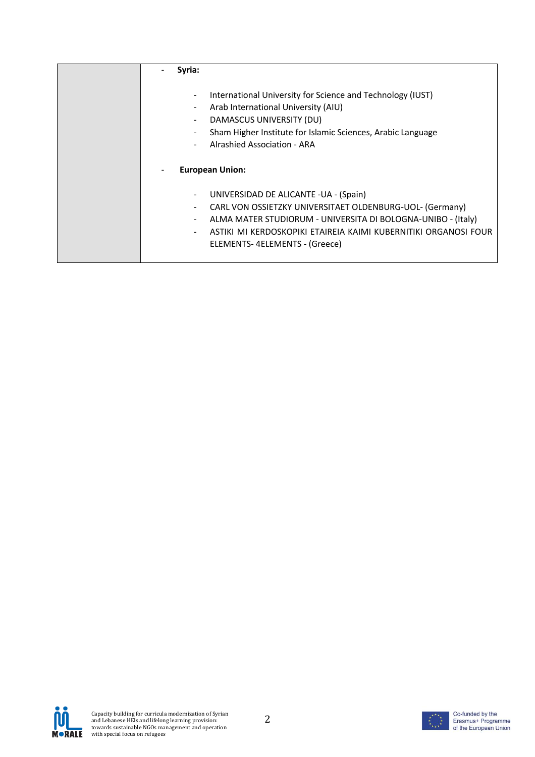| | - **Syria:**<br><br>- International University for Science and Technology (IUST)<br>- Arab International University (AIU)<br>- DAMASCUS UNIVERSITY (DU)<br>- Sham Higher Institute for Islamic Sciences, Arabic Language<br>- Alrashied Association - ARA<br><br>- **European Union:**<br><br>- UNIVERSIDAD DE ALICANTE -UA - (Spain)<br>- CARL VON OSSIETZKY UNIVERSITAET OLDENBURG-UOL- (Germany)<br>- ALMA MATER STUDIORUM - UNIVERSITA DI BOLOGNA-UNIBO - (Italy)<br>- ASTIKI MI KERDOSKOPIKI ETAIREIA KAIMI KUBERNITIKI ORGANOSI FOUR ELEMENTS- 4ELEMENTS - (Greece) |
|---|---|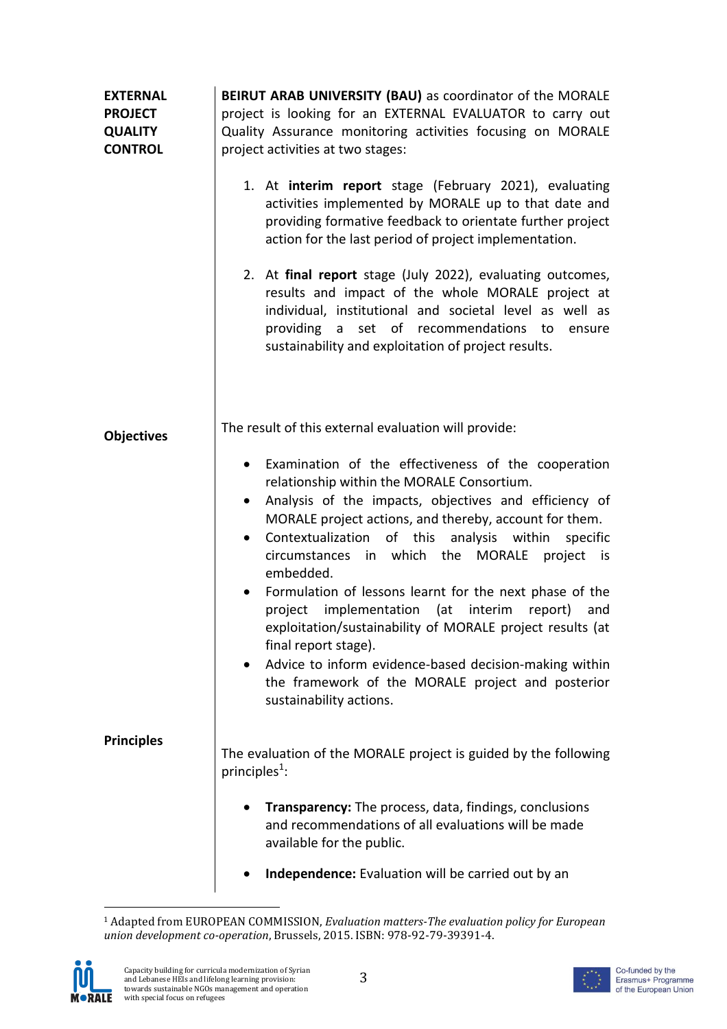**EXTERNAL PROJECT QUALITY CONTROL**

**BEIRUT ARAB UNIVERSITY (BAU)** as coordinator of the MORALE project is looking for an EXTERNAL EVALUATOR to carry out Quality Assurance monitoring activities focusing on MORALE project activities at two stages:

1. At **interim report** stage (February 2021), evaluating activities implemented by MORALE up to that date and providing formative feedback to orientate further project action for the last period of project implementation.

2. At **final report** stage (July 2022), evaluating outcomes, results and impact of the whole MORALE project at individual, institutional and societal level as well as providing a set of recommendations to ensure sustainability and exploitation of project results.

**Objectives**

The result of this external evaluation will provide:

- Examination of the effectiveness of the cooperation relationship within the MORALE Consortium.
- Analysis of the impacts, objectives and efficiency of MORALE project actions, and thereby, account for them.
- Contextualization of this analysis within specific circumstances in which the MORALE project is embedded.
- Formulation of lessons learnt for the next phase of the project implementation (at interim report) and exploitation/sustainability of MORALE project results (at final report stage).
- Advice to inform evidence-based decision-making within the framework of the MORALE project and posterior sustainability actions.

**Principles**

The evaluation of the MORALE project is guided by the following principles[1]:

- **Transparency:** The process, data, findings, conclusions and recommendations of all evaluations will be made available for the public.

- **Independence:** Evaluation will be carried out by an

[1] Adapted from EUROPEAN COMMISSION, *Evaluation matters-The evaluation policy for European union development co-operation*, Brussels, 2015. ISBN: 978-92-79-39391-4.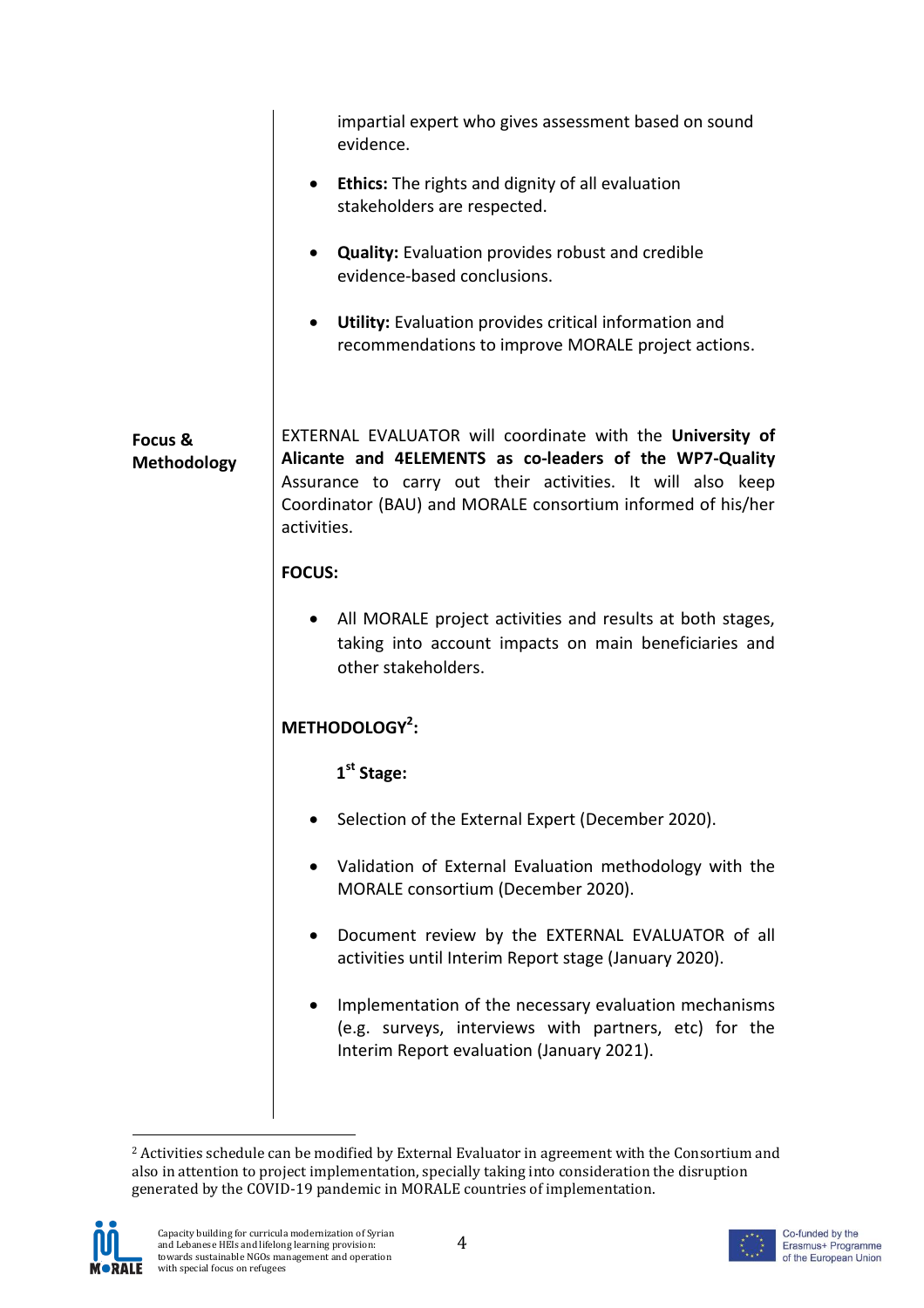| | |
|---|---|
| | impartial expert who gives assessment based on sound evidence.<br><br>• **Ethics:** The rights and dignity of all evaluation stakeholders are respected.<br><br>• **Quality:** Evaluation provides robust and credible evidence-based conclusions.<br><br>• **Utility:** Evaluation provides critical information and recommendations to improve MORALE project actions. |
| **Focus & Methodology** | EXTERNAL EVALUATOR will coordinate with the **University of Alicante and 4ELEMENTS as co-leaders of the WP7-Quality** Assurance to carry out their activities. It will also keep Coordinator (BAU) and MORALE consortium informed of his/her activities.<br><br>**FOCUS:**<br><br>• All MORALE project activities and results at both stages, taking into account impacts on main beneficiaries and other stakeholders.<br><br>**METHODOLOGY[2]:**<br><br>**1st Stage:**<br><br>• Selection of the External Expert (December 2020).<br><br>• Validation of External Evaluation methodology with the MORALE consortium (December 2020).<br><br>• Document review by the EXTERNAL EVALUATOR of all activities until Interim Report stage (January 2020).<br><br>• Implementation of the necessary evaluation mechanisms (e.g. surveys, interviews with partners, etc) for the Interim Report evaluation (January 2021). |

[2] Activities schedule can be modified by External Evaluator in agreement with the Consortium and also in attention to project implementation, specially taking into consideration the disruption generated by the COVID-19 pandemic in MORALE countries of implementation.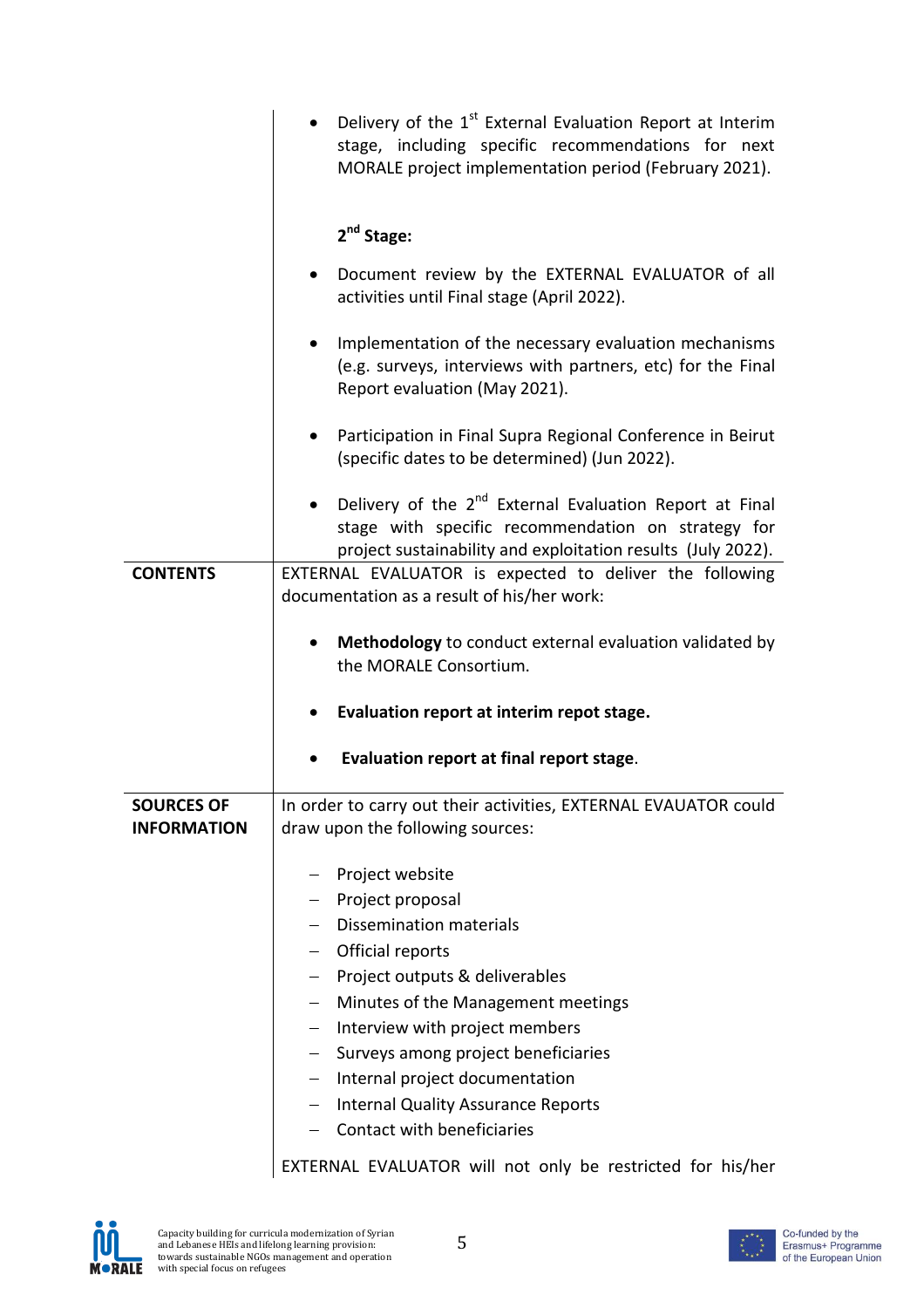| | |
|---|---|
| | • Delivery of the 1st External Evaluation Report at Interim stage, including specific recommendations for next MORALE project implementation period (February 2021).<br><br>**2nd Stage:**<br><br>• Document review by the EXTERNAL EVALUATOR of all activities until Final stage (April 2022).<br><br>• Implementation of the necessary evaluation mechanisms (e.g. surveys, interviews with partners, etc) for the Final Report evaluation (May 2021).<br><br>• Participation in Final Supra Regional Conference in Beirut (specific dates to be determined) (Jun 2022).<br><br>• Delivery of the 2nd External Evaluation Report at Final stage with specific recommendation on strategy for project sustainability and exploitation results (July 2022). |
| **CONTENTS** | EXTERNAL EVALUATOR is expected to deliver the following documentation as a result of his/her work:<br><br>• **Methodology** to conduct external evaluation validated by the MORALE Consortium.<br><br>• **Evaluation report at interim repot stage.**<br><br>• **Evaluation report at final report stage**. |
| **SOURCES OF INFORMATION** | In order to carry out their activities, EXTERNAL EVAUATOR could draw upon the following sources:<br><br>– Project website<br>– Project proposal<br>– Dissemination materials<br>– Official reports<br>– Project outputs & deliverables<br>– Minutes of the Management meetings<br>– Interview with project members<br>– Surveys among project beneficiaries<br>– Internal project documentation<br>– Internal Quality Assurance Reports<br>– Contact with beneficiaries<br><br>EXTERNAL EVALUATOR will not only be restricted for his/her |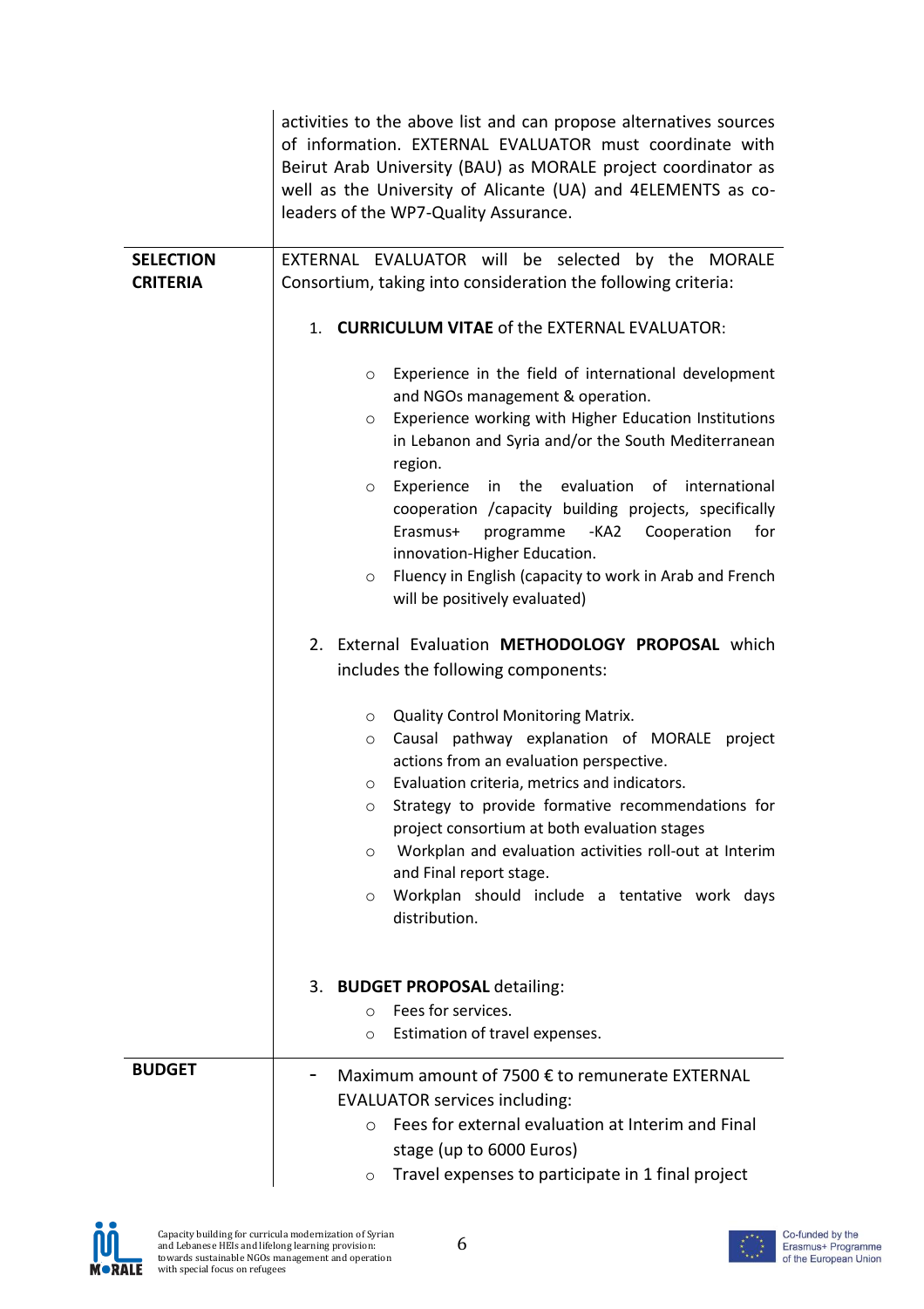| | |
|---|---|
| | activities to the above list and can propose alternatives sources of information. EXTERNAL EVALUATOR must coordinate with Beirut Arab University (BAU) as MORALE project coordinator as well as the University of Alicante (UA) and 4ELEMENTS as co-leaders of the WP7-Quality Assurance. |
| **SELECTION CRITERIA** | EXTERNAL EVALUATOR will be selected by the MORALE Consortium, taking into consideration the following criteria:<br><br>1. **CURRICULUM VITAE** of the EXTERNAL EVALUATOR:<br>   ○ Experience in the field of international development and NGOs management & operation.<br>   ○ Experience working with Higher Education Institutions in Lebanon and Syria and/or the South Mediterranean region.<br>   ○ Experience in the evaluation of international cooperation /capacity building projects, specifically Erasmus+ programme -KA2 Cooperation for innovation-Higher Education.<br>   ○ Fluency in English (capacity to work in Arab and French will be positively evaluated)<br><br>2. External Evaluation **METHODOLOGY PROPOSAL** which includes the following components:<br>   ○ Quality Control Monitoring Matrix.<br>   ○ Causal pathway explanation of MORALE project actions from an evaluation perspective.<br>   ○ Evaluation criteria, metrics and indicators.<br>   ○ Strategy to provide formative recommendations for project consortium at both evaluation stages<br>   ○ Workplan and evaluation activities roll-out at Interim and Final report stage.<br>   ○ Workplan should include a tentative work days distribution.<br><br>3. **BUDGET PROPOSAL** detailing:<br>   ○ Fees for services.<br>   ○ Estimation of travel expenses. |
| **BUDGET** | - Maximum amount of 7500 € to remunerate EXTERNAL EVALUATOR services including:<br>   ○ Fees for external evaluation at Interim and Final stage (up to 6000 Euros)<br>   ○ Travel expenses to participate in 1 final project |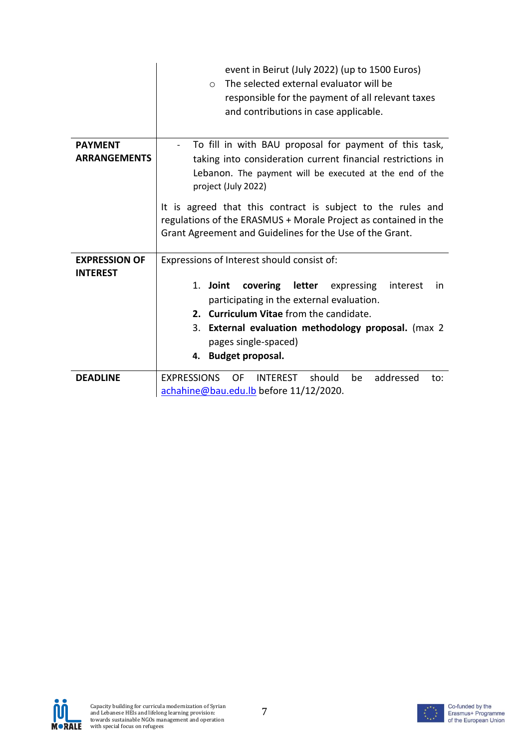| | |
|---|---|
| | event in Beirut (July 2022) (up to 1500 Euros)<br>○ The selected external evaluator will be responsible for the payment of all relevant taxes and contributions in case applicable. |
| **PAYMENT ARRANGEMENTS** | - To fill in with BAU proposal for payment of this task, taking into consideration current financial restrictions in Lebanon. The payment will be executed at the end of the project (July 2022)<br><br>It is agreed that this contract is subject to the rules and regulations of the ERASMUS + Morale Project as contained in the Grant Agreement and Guidelines for the Use of the Grant. |
| **EXPRESSION OF INTEREST** | Expressions of Interest should consist of:<br><br>1. **Joint covering letter** expressing interest in participating in the external evaluation.<br>**2. Curriculum Vitae** from the candidate.<br>3. **External evaluation methodology proposal.** (max 2 pages single-spaced)<br>**4. Budget proposal.** |
| **DEADLINE** | EXPRESSIONS OF INTEREST should be addressed to: achahine@bau.edu.lb before 11/12/2020. |